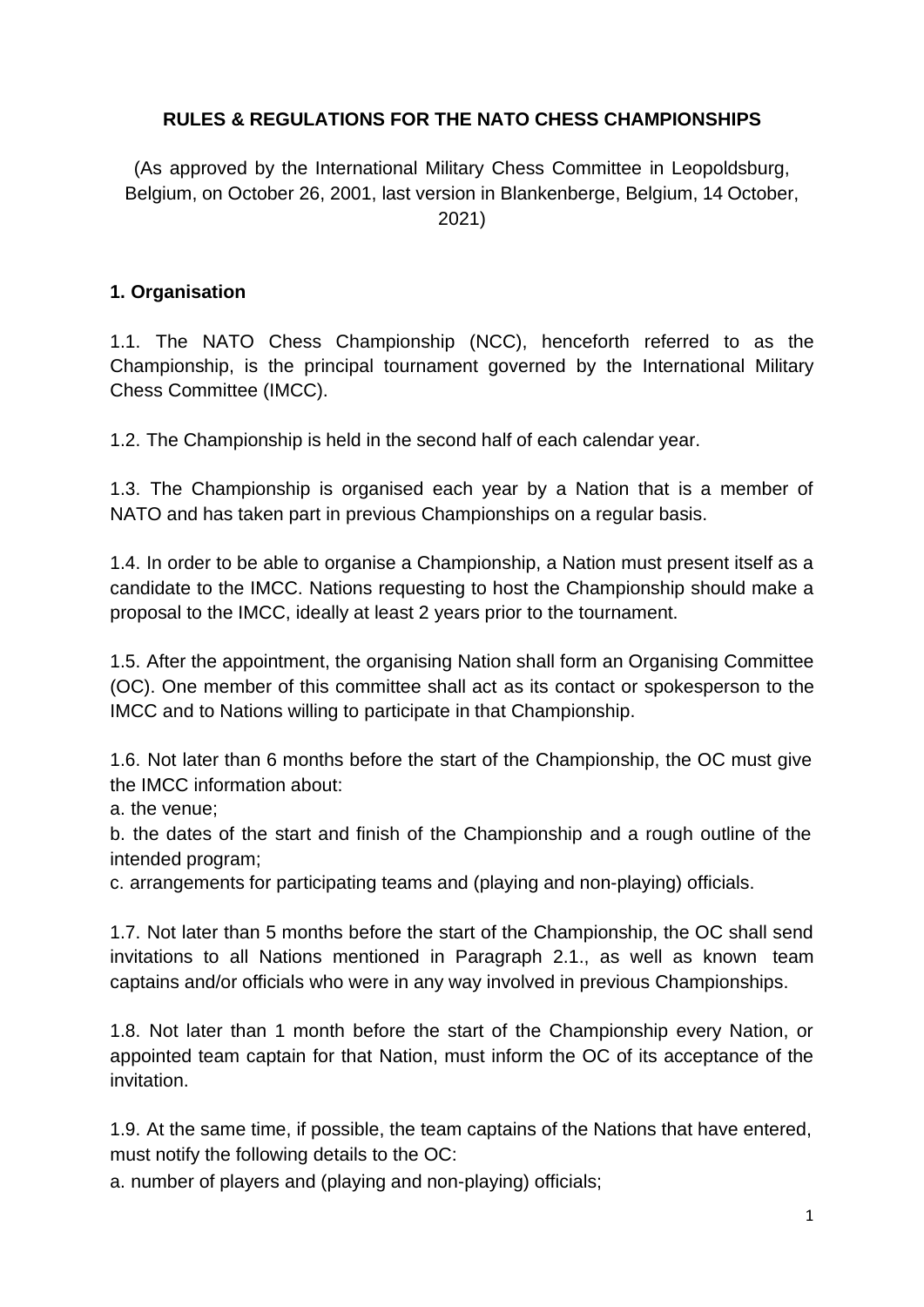# RULES & REGULATIONS FOR THE NATO CHESS CHAMPIONSHIPS

(As approved by the International Military Chess Committee in Leopoldsburg, Belgium, on October 26, 2001, last version in Blankenberge, Belgium, 14 October, 2021)

## 1. Organisation

1.1. The NATO Chess Championship (NCC), henceforth referred to as the Championship, is the principal tournament governed by the International Military Chess Committee (IMCC).

1.2. The Championship is held in the second half of each calendar year.

1.3. The Championship is organised each year by a Nation that is a member of NATO and has taken part in previous Championships on a regular basis.

1.4. In order to be able to organise a Championship, a Nation must present itself as a candidate to the IMCC. Nations requesting to host the Championship should make a proposal to the IMCC, ideally at least 2 years prior to the tournament.

1.5. After the appointment, the organising Nation shall form an Organising Committee (OC). One member of this committee shall act as its contact or spokesperson to the IMCC and to Nations willing to participate in that Championship.

1.6. Not later than 6 months before the start of the Championship, the OC must give the IMCC information about:
a. the venue;
b. the dates of the start and finish of the Championship and a rough outline of the intended program;
c. arrangements for participating teams and (playing and non-playing) officials.

1.7. Not later than 5 months before the start of the Championship, the OC shall send invitations to all Nations mentioned in Paragraph 2.1., as well as known team captains and/or officials who were in any way involved in previous Championships.

1.8. Not later than 1 month before the start of the Championship every Nation, or appointed team captain for that Nation, must inform the OC of its acceptance of the invitation.

1.9. At the same time, if possible, the team captains of the Nations that have entered, must notify the following details to the OC:
a. number of players and (playing and non-playing) officials;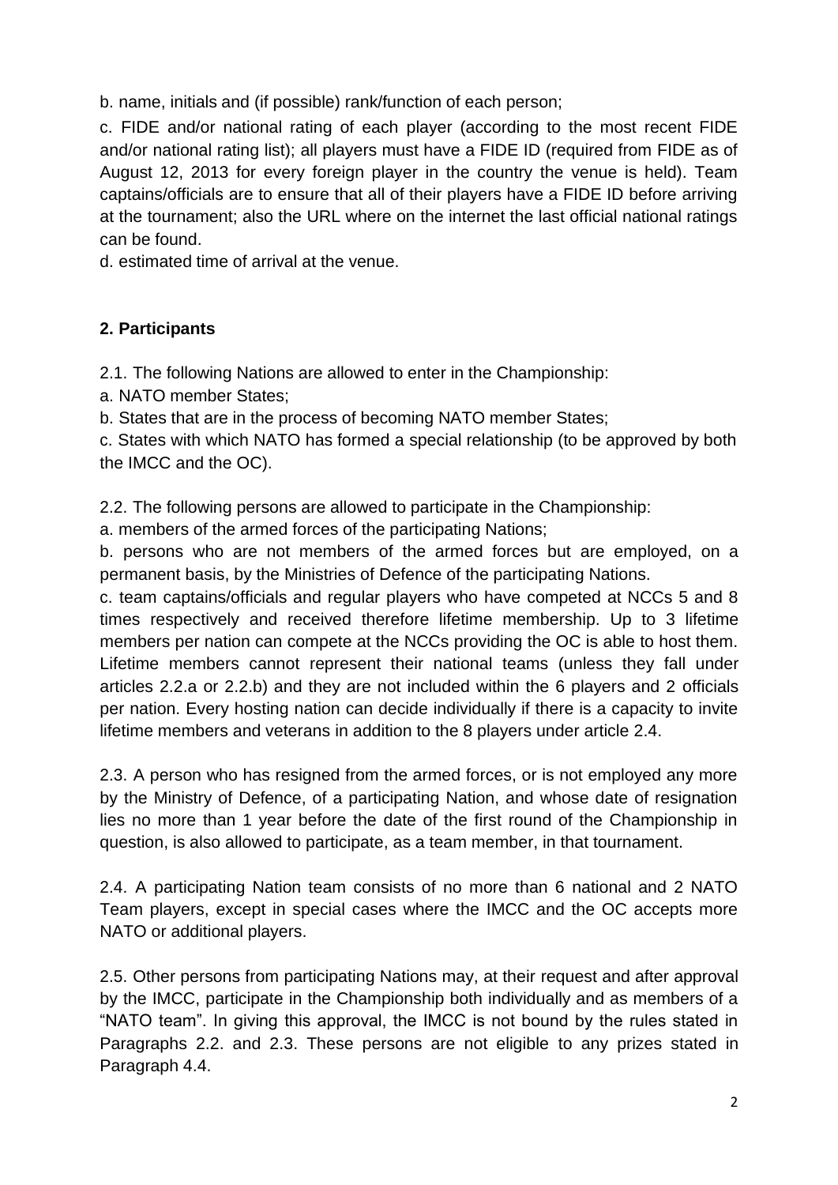b. name, initials and (if possible) rank/function of each person;

c. FIDE and/or national rating of each player (according to the most recent FIDE and/or national rating list); all players must have a FIDE ID (required from FIDE as of August 12, 2013 for every foreign player in the country the venue is held). Team captains/officials are to ensure that all of their players have a FIDE ID before arriving at the tournament; also the URL where on the internet the last official national ratings can be found.

d. estimated time of arrival at the venue.

## 2. Participants

2.1. The following Nations are allowed to enter in the Championship:

a. NATO member States;

b. States that are in the process of becoming NATO member States;

c. States with which NATO has formed a special relationship (to be approved by both the IMCC and the OC).

2.2. The following persons are allowed to participate in the Championship:

a. members of the armed forces of the participating Nations;

b. persons who are not members of the armed forces but are employed, on a permanent basis, by the Ministries of Defence of the participating Nations.

c. team captains/officials and regular players who have competed at NCCs 5 and 8 times respectively and received therefore lifetime membership. Up to 3 lifetime members per nation can compete at the NCCs providing the OC is able to host them. Lifetime members cannot represent their national teams (unless they fall under articles 2.2.a or 2.2.b) and they are not included within the 6 players and 2 officials per nation. Every hosting nation can decide individually if there is a capacity to invite lifetime members and veterans in addition to the 8 players under article 2.4.

2.3. A person who has resigned from the armed forces, or is not employed any more by the Ministry of Defence, of a participating Nation, and whose date of resignation lies no more than 1 year before the date of the first round of the Championship in question, is also allowed to participate, as a team member, in that tournament.

2.4. A participating Nation team consists of no more than 6 national and 2 NATO Team players, except in special cases where the IMCC and the OC accepts more NATO or additional players.

2.5. Other persons from participating Nations may, at their request and after approval by the IMCC, participate in the Championship both individually and as members of a "NATO team". In giving this approval, the IMCC is not bound by the rules stated in Paragraphs 2.2. and 2.3. These persons are not eligible to any prizes stated in Paragraph 4.4.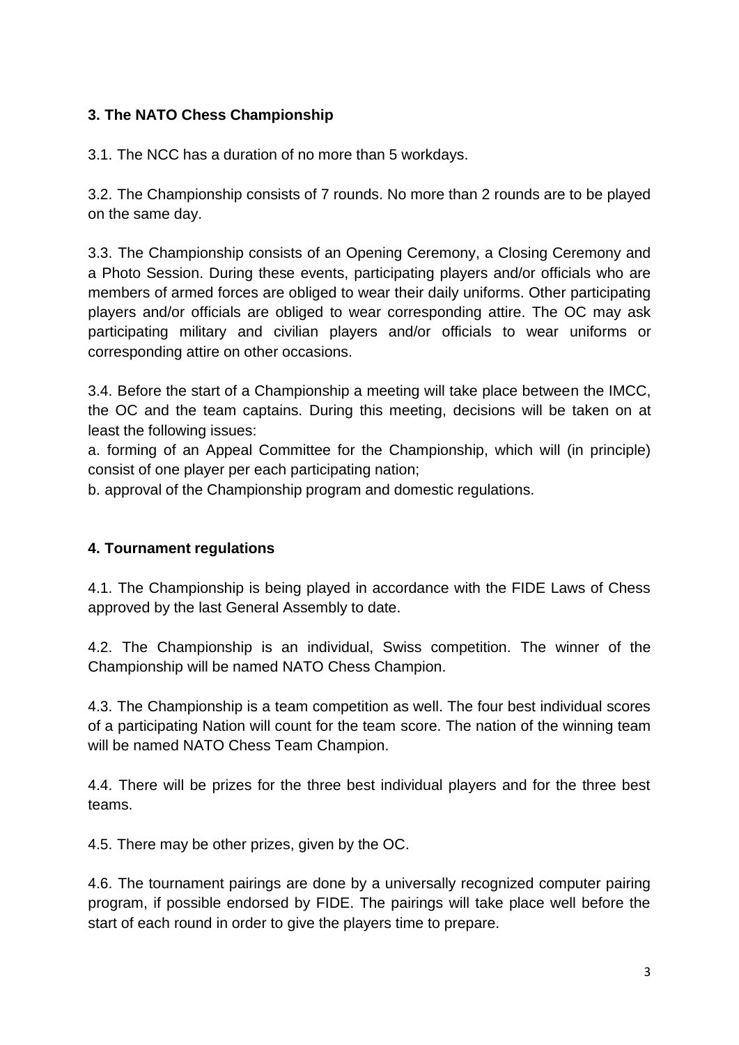**3. The NATO Chess Championship**

3.1. The NCC has a duration of no more than 5 workdays.

3.2. The Championship consists of 7 rounds. No more than 2 rounds are to be played on the same day.

3.3. The Championship consists of an Opening Ceremony, a Closing Ceremony and a Photo Session. During these events, participating players and/or officials who are members of armed forces are obliged to wear their daily uniforms. Other participating players and/or officials are obliged to wear corresponding attire. The OC may ask participating military and civilian players and/or officials to wear uniforms or corresponding attire on other occasions.

3.4. Before the start of a Championship a meeting will take place between the IMCC, the OC and the team captains. During this meeting, decisions will be taken on at least the following issues:
a. forming of an Appeal Committee for the Championship, which will (in principle) consist of one player per each participating nation;
b. approval of the Championship program and domestic regulations.

**4. Tournament regulations**

4.1. The Championship is being played in accordance with the FIDE Laws of Chess approved by the last General Assembly to date.

4.2. The Championship is an individual, Swiss competition. The winner of the Championship will be named NATO Chess Champion.

4.3. The Championship is a team competition as well. The four best individual scores of a participating Nation will count for the team score. The nation of the winning team will be named NATO Chess Team Champion.

4.4. There will be prizes for the three best individual players and for the three best teams.

4.5. There may be other prizes, given by the OC.

4.6. The tournament pairings are done by a universally recognized computer pairing program, if possible endorsed by FIDE. The pairings will take place well before the start of each round in order to give the players time to prepare.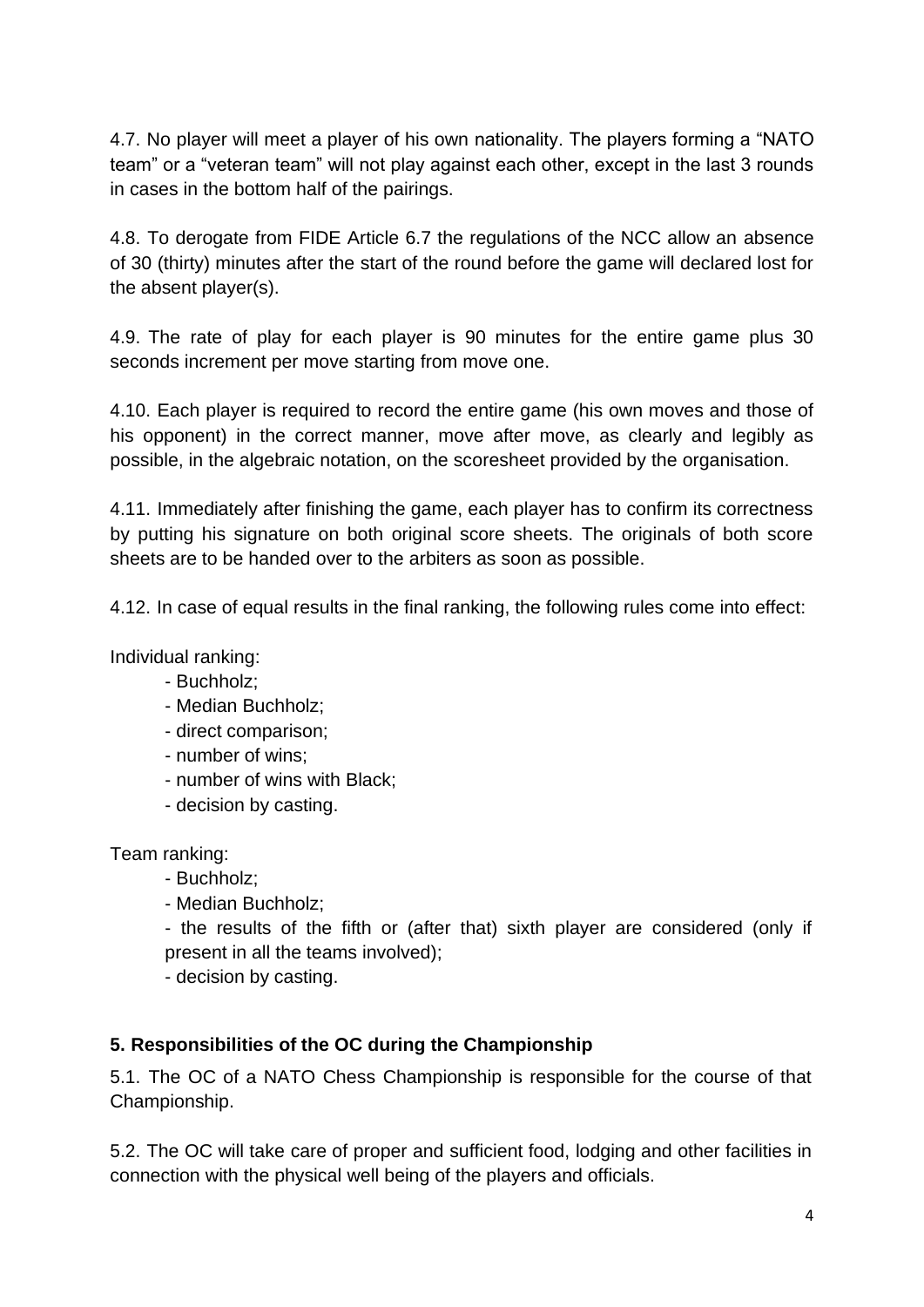4.7. No player will meet a player of his own nationality. The players forming a “NATO team” or a “veteran team” will not play against each other, except in the last 3 rounds in cases in the bottom half of the pairings.

4.8. To derogate from FIDE Article 6.7 the regulations of the NCC allow an absence of 30 (thirty) minutes after the start of the round before the game will declared lost for the absent player(s).

4.9. The rate of play for each player is 90 minutes for the entire game plus 30 seconds increment per move starting from move one.

4.10. Each player is required to record the entire game (his own moves and those of his opponent) in the correct manner, move after move, as clearly and legibly as possible, in the algebraic notation, on the scoresheet provided by the organisation.

4.11. Immediately after finishing the game, each player has to confirm its correctness by putting his signature on both original score sheets. The originals of both score sheets are to be handed over to the arbiters as soon as possible.

4.12. In case of equal results in the final ranking, the following rules come into effect:

Individual ranking:

- Buchholz;
- Median Buchholz;
- direct comparison;
- number of wins;
- number of wins with Black;
- decision by casting.

Team ranking:

- Buchholz;
- Median Buchholz;
- the results of the fifth or (after that) sixth player are considered (only if present in all the teams involved);
- decision by casting.

### 5. Responsibilities of the OC during the Championship

5.1. The OC of a NATO Chess Championship is responsible for the course of that Championship.

5.2. The OC will take care of proper and sufficient food, lodging and other facilities in connection with the physical well being of the players and officials.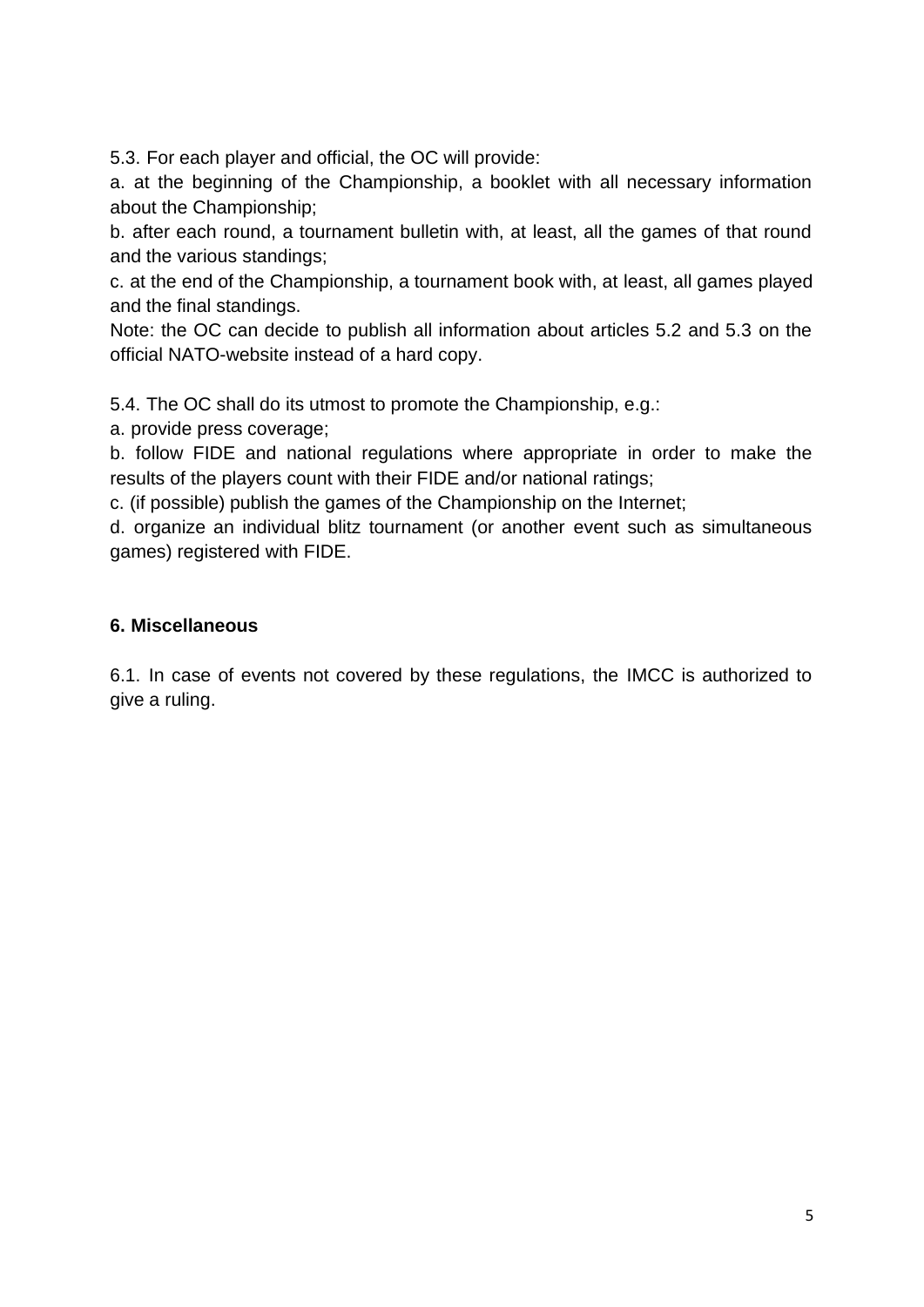5.3. For each player and official, the OC will provide:

a. at the beginning of the Championship, a booklet with all necessary information about the Championship;

b. after each round, a tournament bulletin with, at least, all the games of that round and the various standings;

c. at the end of the Championship, a tournament book with, at least, all games played and the final standings.

Note: the OC can decide to publish all information about articles 5.2 and 5.3 on the official NATO-website instead of a hard copy.

5.4. The OC shall do its utmost to promote the Championship, e.g.:

a. provide press coverage;

b. follow FIDE and national regulations where appropriate in order to make the results of the players count with their FIDE and/or national ratings;

c. (if possible) publish the games of the Championship on the Internet;

d. organize an individual blitz tournament (or another event such as simultaneous games) registered with FIDE.

## 6. Miscellaneous

6.1. In case of events not covered by these regulations, the IMCC is authorized to give a ruling.